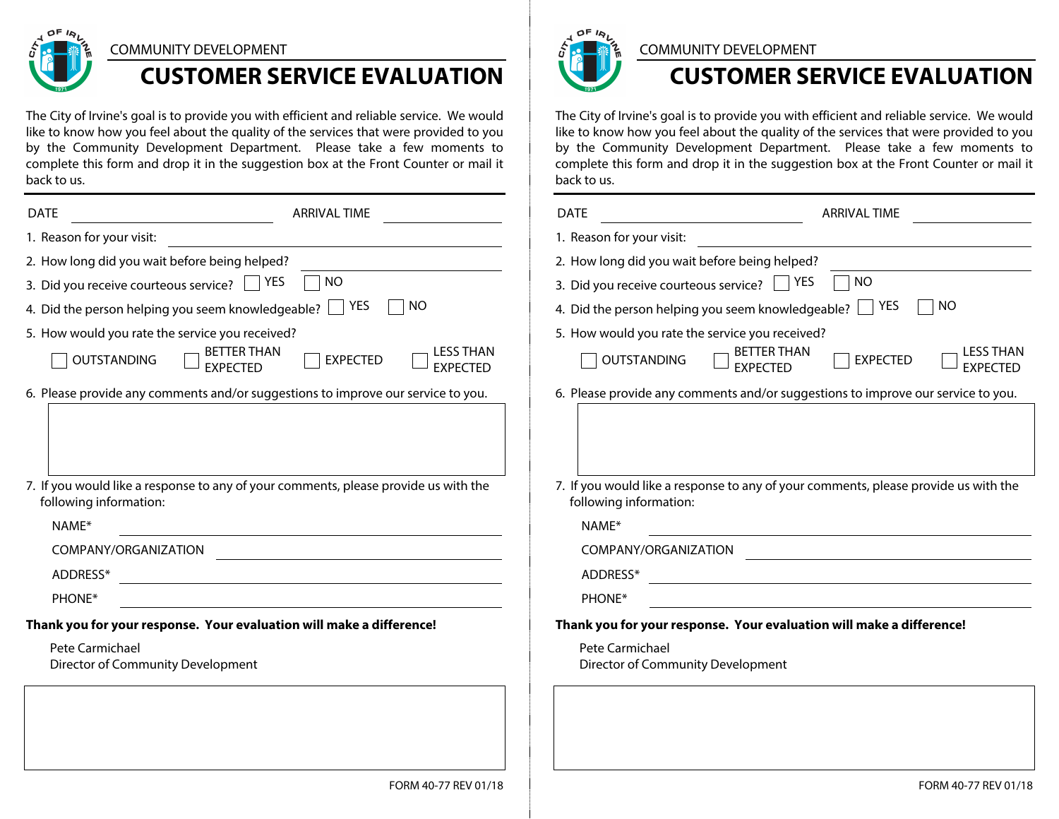COMMUNITY DEVELOPMENT

# CUSTOMER SERVICE EVALUATION

The City of Irvine's goal is to provide you with efficient and reliable service. We would like to know how you feel about the quality of the services that were provided to you by the Community Development Department. Please take a few moments to complete this form and drop it in the suggestion box at the Front Counter or mail it back to us.

DATE ________________ ARRIVAL TIME ________________

1. Reason for your visit: ________________
2. How long did you wait before being helped? ________________
3. Did you receive courteous service? ☐ YES ☐ NO
4. Did the person helping you seem knowledgeable? ☐ YES ☐ NO
5. How would you rate the service you received?

   ☐ OUTSTANDING ☐ BETTER THAN EXPECTED ☐ EXPECTED ☐ LESS THAN EXPECTED

6. Please provide any comments and/or suggestions to improve our service to you.

7. If you would like a response to any of your comments, please provide us with the following information:

   NAME* ________________

   COMPANY/ORGANIZATION ________________

   ADDRESS* ________________

   PHONE* ________________

**Thank you for your response. Your evaluation will make a difference!**

Pete Carmichael
Director of Community Development

FORM 40-77 REV 01/18

---

COMMUNITY DEVELOPMENT

# CUSTOMER SERVICE EVALUATION

The City of Irvine's goal is to provide you with efficient and reliable service. We would like to know how you feel about the quality of the services that were provided to you by the Community Development Department. Please take a few moments to complete this form and drop it in the suggestion box at the Front Counter or mail it back to us.

DATE ________________ ARRIVAL TIME ________________

1. Reason for your visit: ________________
2. How long did you wait before being helped? ________________
3. Did you receive courteous service? ☐ YES ☐ NO
4. Did the person helping you seem knowledgeable? ☐ YES ☐ NO
5. How would you rate the service you received?

   ☐ OUTSTANDING ☐ BETTER THAN EXPECTED ☐ EXPECTED ☐ LESS THAN EXPECTED

6. Please provide any comments and/or suggestions to improve our service to you.

7. If you would like a response to any of your comments, please provide us with the following information:

   NAME* ________________

   COMPANY/ORGANIZATION ________________

   ADDRESS* ________________

   PHONE* ________________

**Thank you for your response. Your evaluation will make a difference!**

Pete Carmichael
Director of Community Development

FORM 40-77 REV 01/18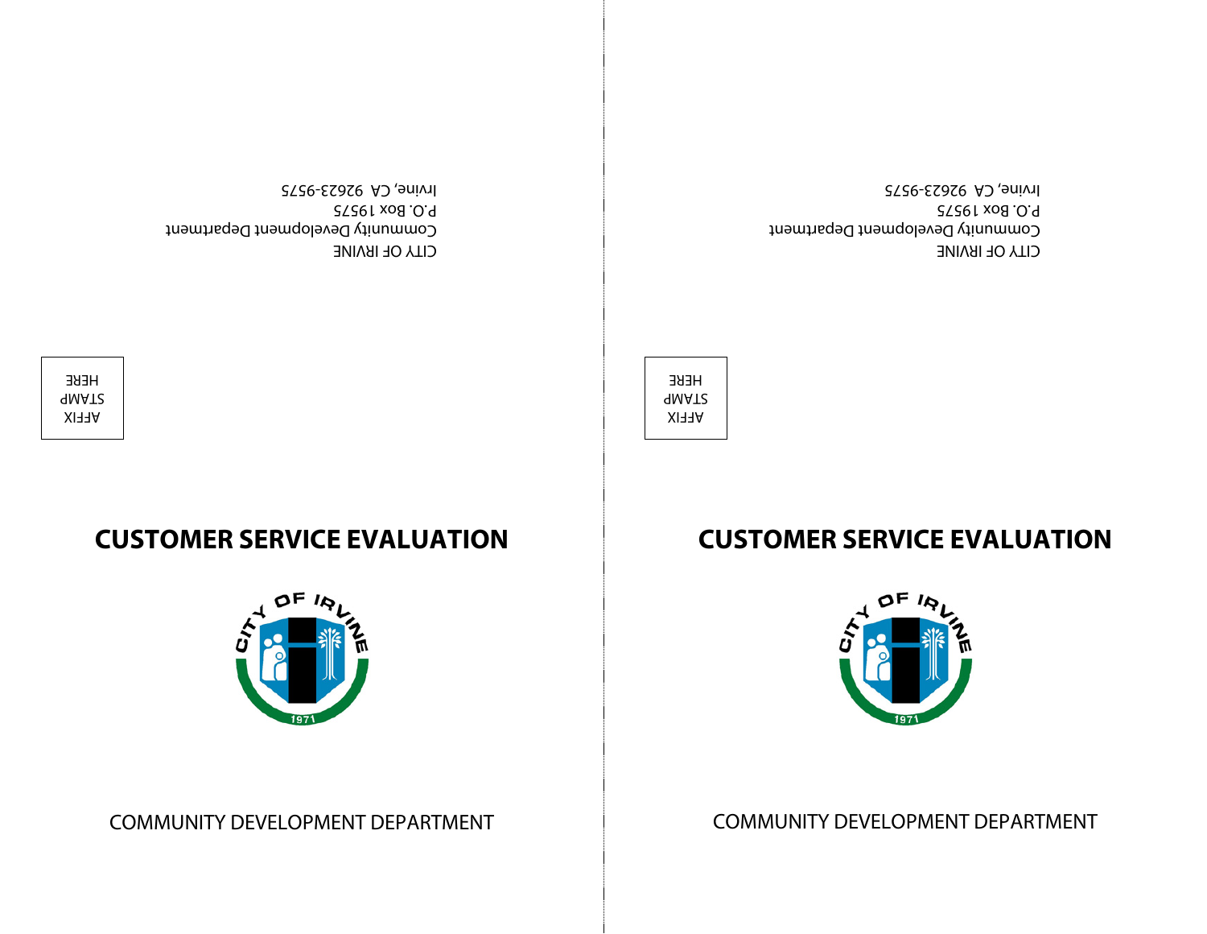CITY OF IRVINE
Community Development Department
P.O. Box 19575
Irvine, CA 92623-9575

AFFIX
STAMP
HERE

# CUSTOMER SERVICE EVALUATION

CITY OF IRVINE
1971

COMMUNITY DEVELOPMENT DEPARTMENT

CITY OF IRVINE
Community Development Department
P.O. Box 19575
Irvine, CA 92623-9575

AFFIX
STAMP
HERE

# CUSTOMER SERVICE EVALUATION

CITY OF IRVINE
1971

COMMUNITY DEVELOPMENT DEPARTMENT